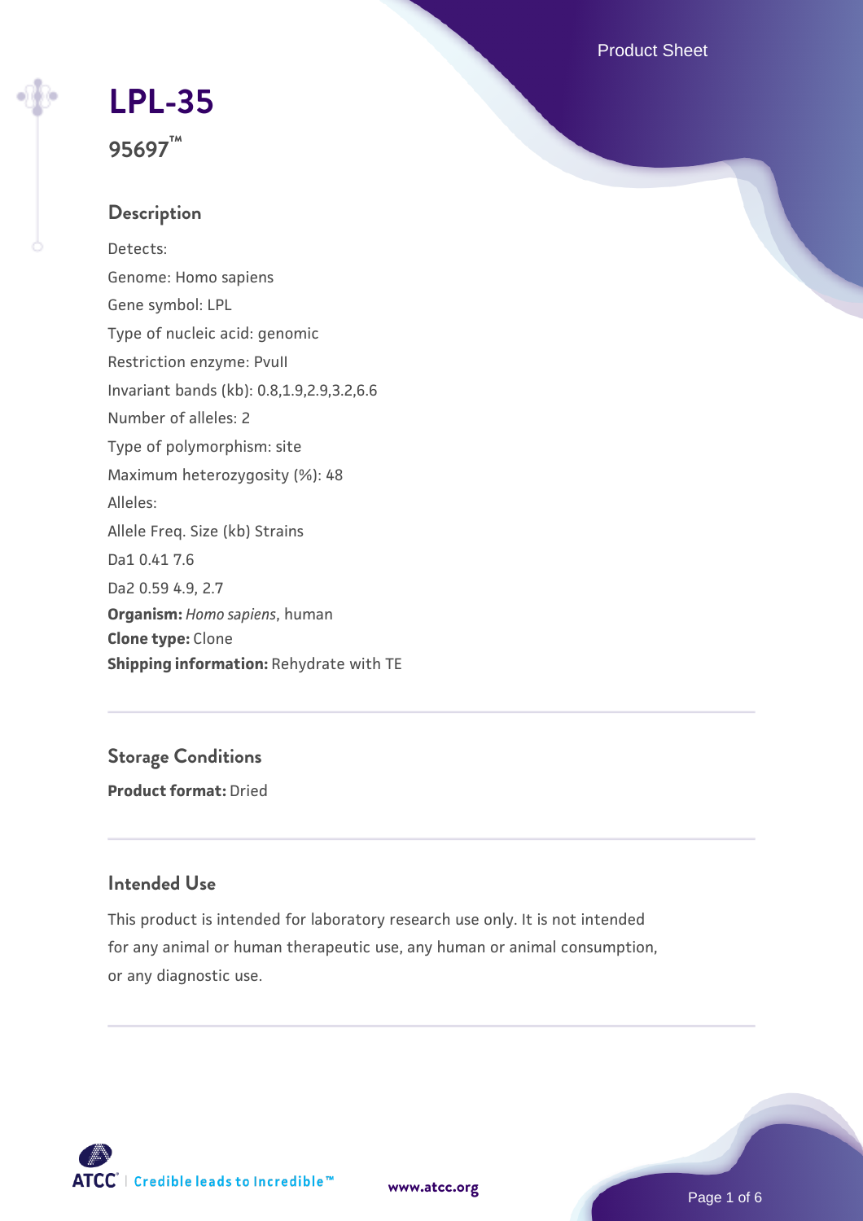# LPL-35

## 95697™

### Description

Detects:

Genome: Homo sapiens

Gene symbol: LPL

Type of nucleic acid: genomic

Restriction enzyme: PvuII

Invariant bands (kb): 0.8,1.9,2.9,3.2,6.6

Number of alleles: 2

Type of polymorphism: site

Maximum heterozygosity (%): 48

Alleles:

Allele Freq. Size (kb) Strains

Da1 0.41 7.6

Da2 0.59 4.9, 2.7

**Organism:** *Homo sapiens*, human

**Clone type:** Clone

**Shipping information:** Rehydrate with TE

### Storage Conditions

**Product format:** Dried

### Intended Use

This product is intended for laboratory research use only. It is not intended for any animal or human therapeutic use, any human or animal consumption, or any diagnostic use.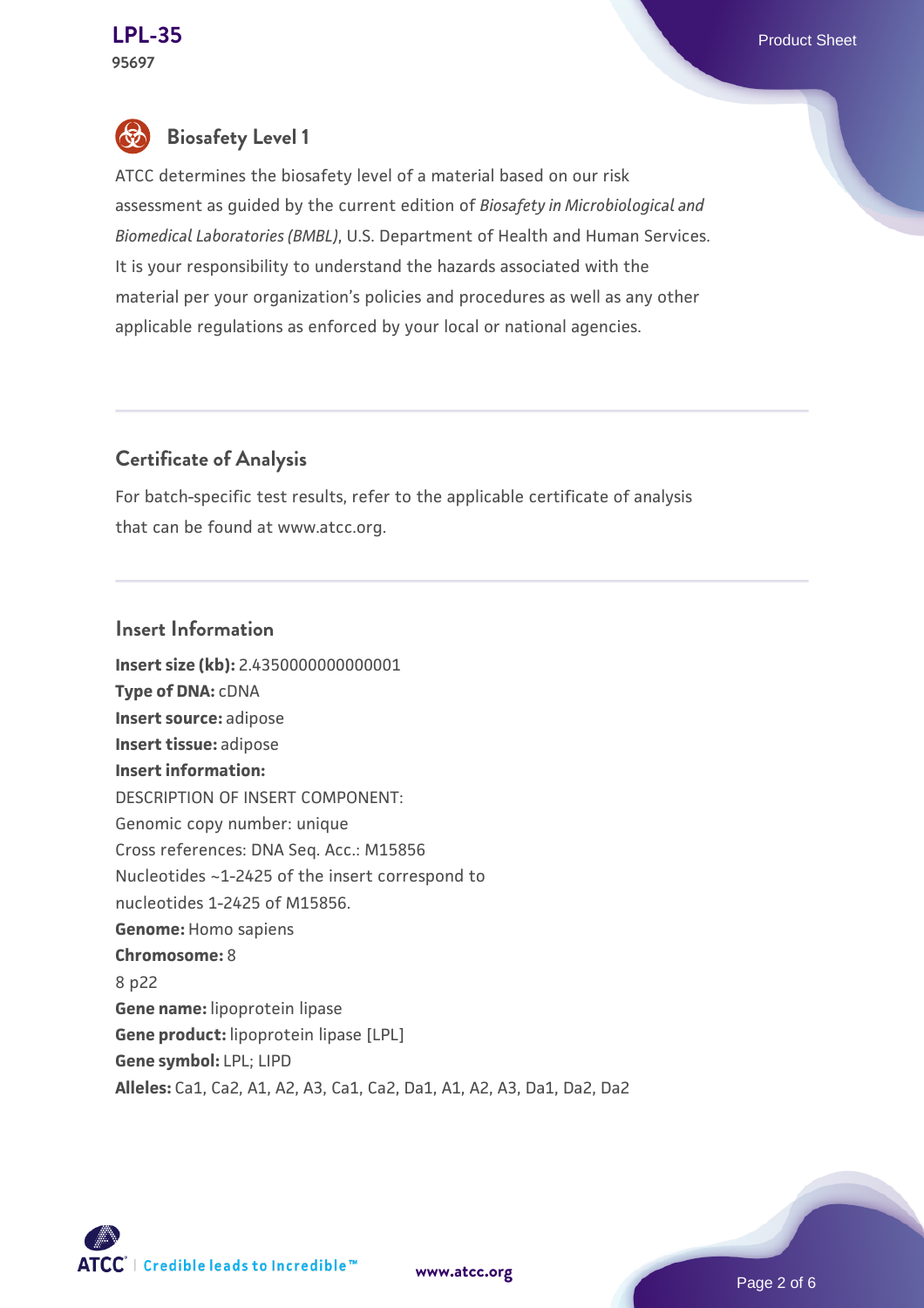## Biosafety Level 1

ATCC determines the biosafety level of a material based on our risk assessment as guided by the current edition of *Biosafety in Microbiological and Biomedical Laboratories (BMBL)*, U.S. Department of Health and Human Services. It is your responsibility to understand the hazards associated with the material per your organization's policies and procedures as well as any other applicable regulations as enforced by your local or national agencies.

## Certificate of Analysis

For batch-specific test results, refer to the applicable certificate of analysis that can be found at www.atcc.org.

## Insert Information

**Insert size (kb):** 2.4350000000000001
**Type of DNA:** cDNA
**Insert source:** adipose
**Insert tissue:** adipose
**Insert information:**
DESCRIPTION OF INSERT COMPONENT:
Genomic copy number: unique
Cross references: DNA Seq. Acc.: M15856
Nucleotides ~1-2425 of the insert correspond to nucleotides 1-2425 of M15856.
**Genome:** Homo sapiens
**Chromosome:** 8
8 p22
**Gene name:** lipoprotein lipase
**Gene product:** lipoprotein lipase [LPL]
**Gene symbol:** LPL; LIPD
**Alleles:** Ca1, Ca2, A1, A2, A3, Ca1, Ca2, Da1, A1, A2, A3, Da1, Da2, Da2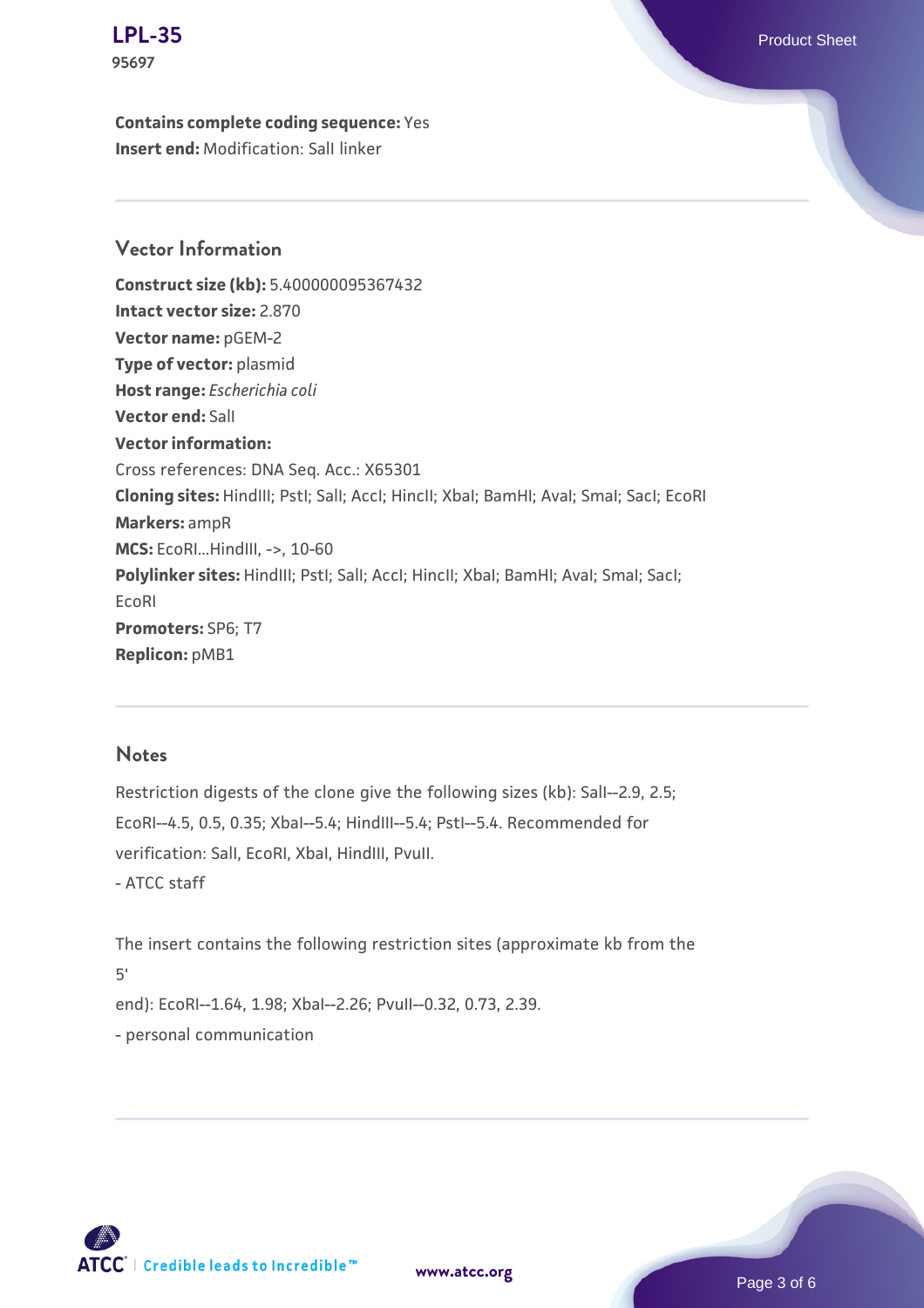**Contains complete coding sequence:** Yes
**Insert end:** Modification: SalI linker

## Vector Information

**Construct size (kb):** 5.400000095367432
**Intact vector size:** 2.870
**Vector name:** pGEM-2
**Type of vector:** plasmid
**Host range:** *Escherichia coli*
**Vector end:** SalI
**Vector information:**
Cross references: DNA Seq. Acc.: X65301
**Cloning sites:** HindIII; PstI; SalI; AccI; HincII; XbaI; BamHI; AvaI; SmaI; SacI; EcoRI
**Markers:** ampR
**MCS:** EcoRI...HindIII, ->, 10-60
**Polylinker sites:** HindIII; PstI; SalI; AccI; HincII; XbaI; BamHI; AvaI; SmaI; SacI; EcoRI
**Promoters:** SP6; T7
**Replicon:** pMB1

## Notes

Restriction digests of the clone give the following sizes (kb): SalI--2.9, 2.5; EcoRI--4.5, 0.5, 0.35; XbaI--5.4; HindIII--5.4; PstI--5.4. Recommended for verification: SalI, EcoRI, XbaI, HindIII, PvuII.
- ATCC staff

The insert contains the following restriction sites (approximate kb from the 5'
end): EcoRI--1.64, 1.98; XbaI--2.26; PvuII--0.32, 0.73, 2.39.
- personal communication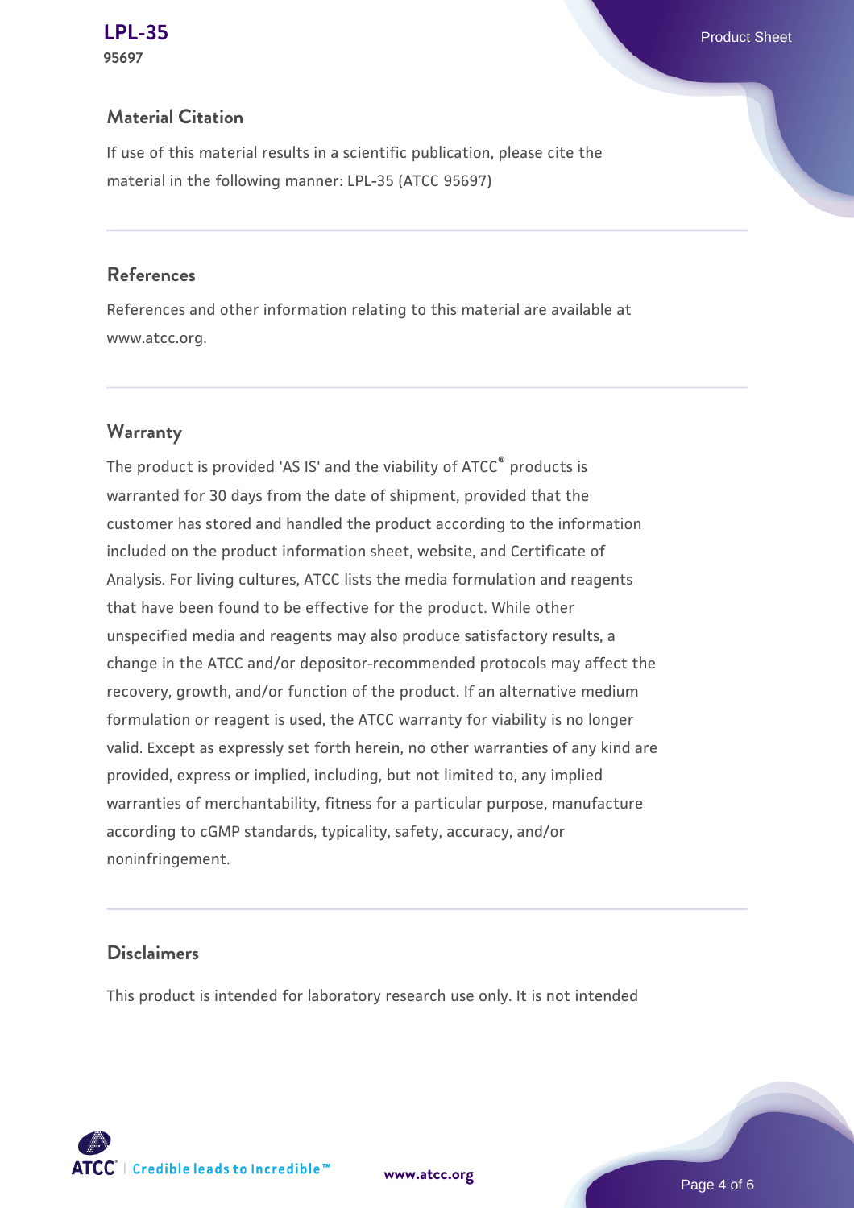## Material Citation

If use of this material results in a scientific publication, please cite the material in the following manner: LPL-35 (ATCC 95697)

## References

References and other information relating to this material are available at www.atcc.org.

## Warranty

The product is provided 'AS IS' and the viability of ATCC® products is warranted for 30 days from the date of shipment, provided that the customer has stored and handled the product according to the information included on the product information sheet, website, and Certificate of Analysis. For living cultures, ATCC lists the media formulation and reagents that have been found to be effective for the product. While other unspecified media and reagents may also produce satisfactory results, a change in the ATCC and/or depositor-recommended protocols may affect the recovery, growth, and/or function of the product. If an alternative medium formulation or reagent is used, the ATCC warranty for viability is no longer valid. Except as expressly set forth herein, no other warranties of any kind are provided, express or implied, including, but not limited to, any implied warranties of merchantability, fitness for a particular purpose, manufacture according to cGMP standards, typicality, safety, accuracy, and/or noninfringement.

## Disclaimers

This product is intended for laboratory research use only. It is not intended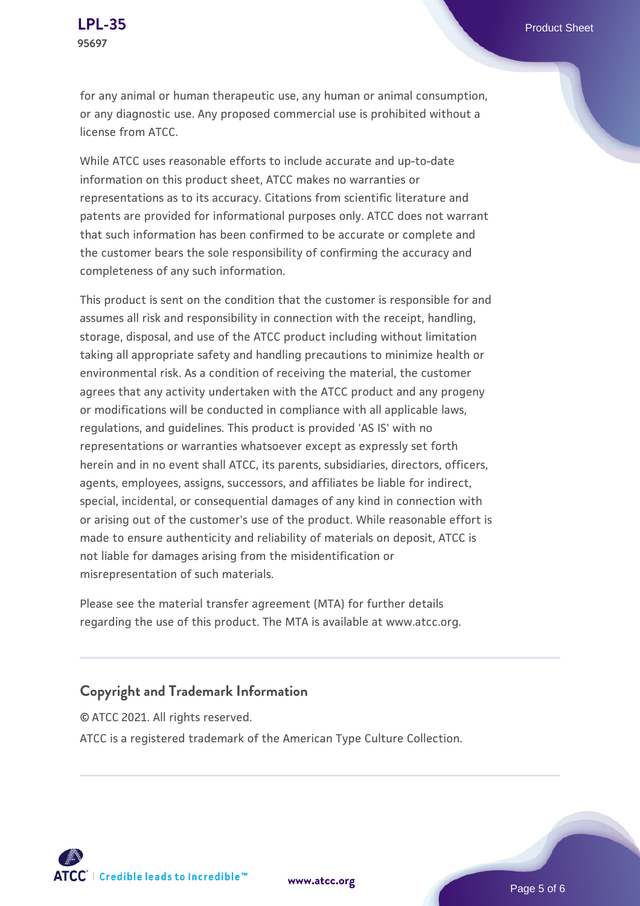for any animal or human therapeutic use, any human or animal consumption, or any diagnostic use. Any proposed commercial use is prohibited without a license from ATCC.

While ATCC uses reasonable efforts to include accurate and up-to-date information on this product sheet, ATCC makes no warranties or representations as to its accuracy. Citations from scientific literature and patents are provided for informational purposes only. ATCC does not warrant that such information has been confirmed to be accurate or complete and the customer bears the sole responsibility of confirming the accuracy and completeness of any such information.

This product is sent on the condition that the customer is responsible for and assumes all risk and responsibility in connection with the receipt, handling, storage, disposal, and use of the ATCC product including without limitation taking all appropriate safety and handling precautions to minimize health or environmental risk. As a condition of receiving the material, the customer agrees that any activity undertaken with the ATCC product and any progeny or modifications will be conducted in compliance with all applicable laws, regulations, and guidelines. This product is provided 'AS IS' with no representations or warranties whatsoever except as expressly set forth herein and in no event shall ATCC, its parents, subsidiaries, directors, officers, agents, employees, assigns, successors, and affiliates be liable for indirect, special, incidental, or consequential damages of any kind in connection with or arising out of the customer's use of the product. While reasonable effort is made to ensure authenticity and reliability of materials on deposit, ATCC is not liable for damages arising from the misidentification or misrepresentation of such materials.

Please see the material transfer agreement (MTA) for further details regarding the use of this product. The MTA is available at www.atcc.org.

## Copyright and Trademark Information

© ATCC 2021. All rights reserved.

ATCC is a registered trademark of the American Type Culture Collection.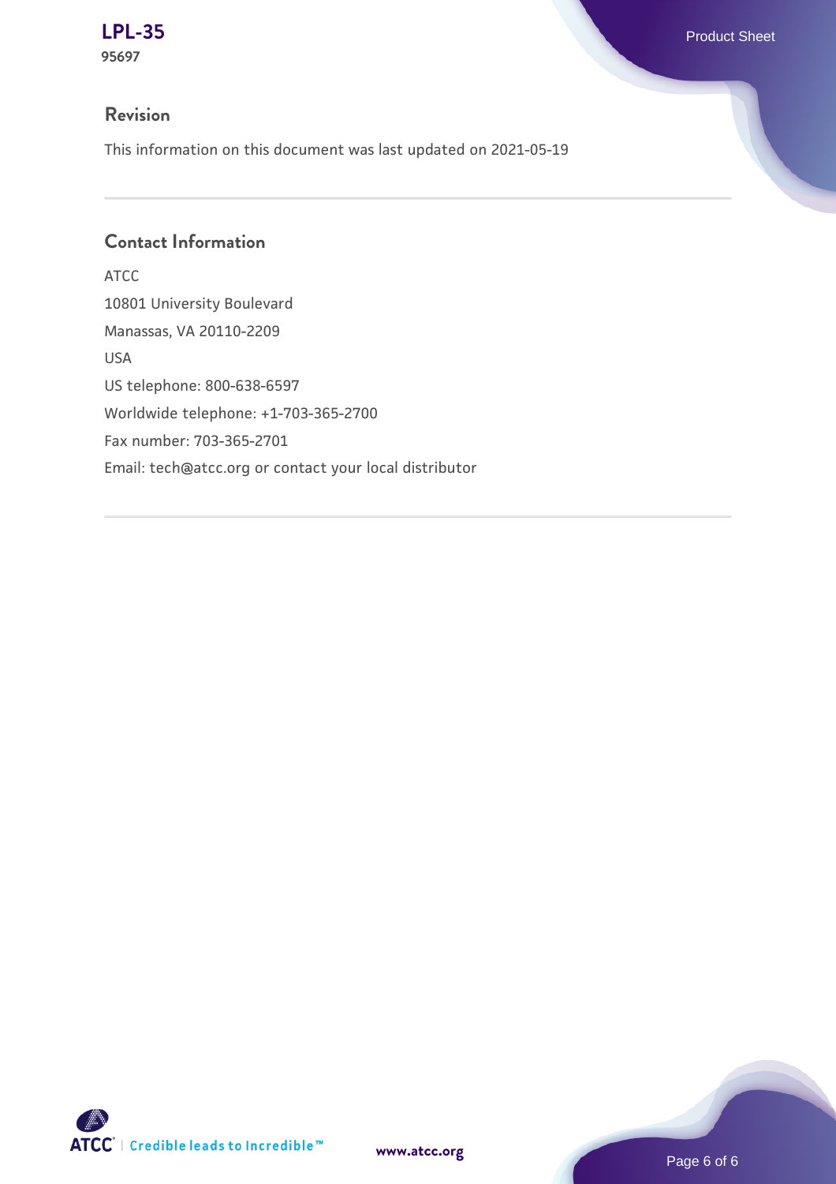## Revision

This information on this document was last updated on 2021-05-19

## Contact Information

ATCC
10801 University Boulevard
Manassas, VA 20110-2209
USA
US telephone: 800-638-6597
Worldwide telephone: +1-703-365-2700
Fax number: 703-365-2701
Email: tech@atcc.org or contact your local distributor